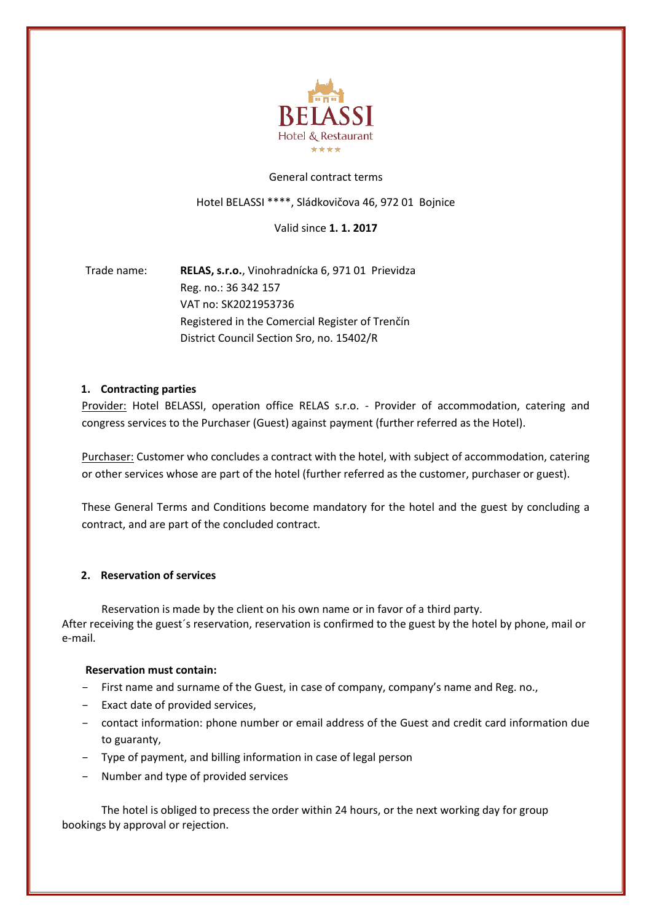BELASSI

Hotel & Restaurant

★★★★

General contract terms

Hotel BELASSI ****, Sládkovičova 46, 972 01 Bojnice

Valid since **1. 1. 2017**

Trade name: **RELAS, s.r.o.**, Vinohradnícka 6, 971 01 Prievidza
Reg. no.: 36 342 157
VAT no: SK2021953736
Registered in the Comercial Register of Trenčín
District Council Section Sro, no. 15402/R

## 1. Contracting parties

Provider: Hotel BELASSI, operation office RELAS s.r.o. - Provider of accommodation, catering and congress services to the Purchaser (Guest) against payment (further referred as the Hotel).

Purchaser: Customer who concludes a contract with the hotel, with subject of accommodation, catering or other services whose are part of the hotel (further referred as the customer, purchaser or guest).

These General Terms and Conditions become mandatory for the hotel and the guest by concluding a contract, and are part of the concluded contract.

## 2. Reservation of services

Reservation is made by the client on his own name or in favor of a third party.
After receiving the guest´s reservation, reservation is confirmed to the guest by the hotel by phone, mail or e-mail.

**Reservation must contain:**

- First name and surname of the Guest, in case of company, company's name and Reg. no.,
- Exact date of provided services,
- contact information: phone number or email address of the Guest and credit card information due to guaranty,
- Type of payment, and billing information in case of legal person
- Number and type of provided services

The hotel is obliged to precess the order within 24 hours, or the next working day for group bookings by approval or rejection.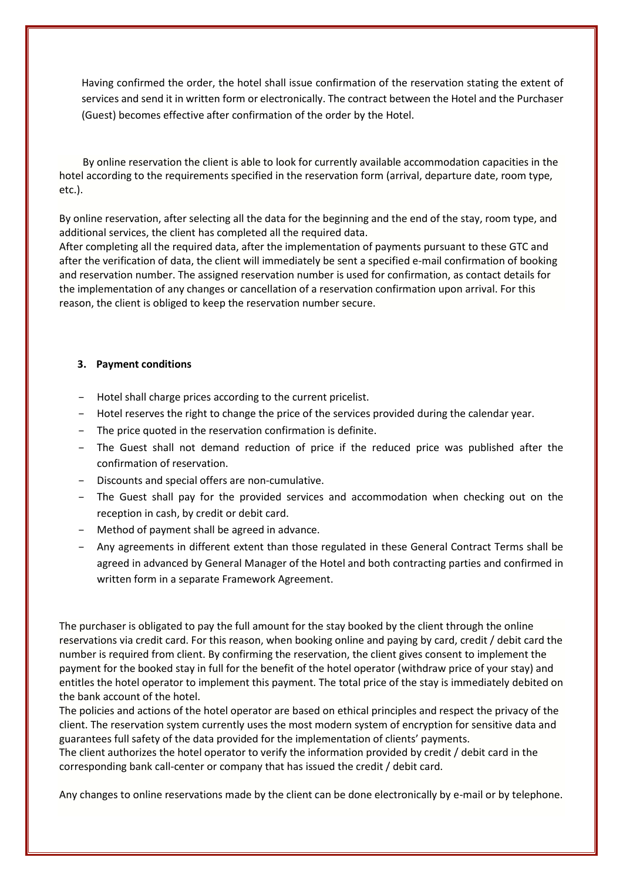Having confirmed the order, the hotel shall issue confirmation of the reservation stating the extent of services and send it in written form or electronically. The contract between the Hotel and the Purchaser (Guest) becomes effective after confirmation of the order by the Hotel.

By online reservation the client is able to look for currently available accommodation capacities in the hotel according to the requirements specified in the reservation form (arrival, departure date, room type, etc.).

By online reservation, after selecting all the data for the beginning and the end of the stay, room type, and additional services, the client has completed all the required data.
After completing all the required data, after the implementation of payments pursuant to these GTC and after the verification of data, the client will immediately be sent a specified e-mail confirmation of booking and reservation number. The assigned reservation number is used for confirmation, as contact details for the implementation of any changes or cancellation of a reservation confirmation upon arrival. For this reason, the client is obliged to keep the reservation number secure.

**3. Payment conditions**

- Hotel shall charge prices according to the current pricelist.
- Hotel reserves the right to change the price of the services provided during the calendar year.
- The price quoted in the reservation confirmation is definite.
- The Guest shall not demand reduction of price if the reduced price was published after the confirmation of reservation.
- Discounts and special offers are non-cumulative.
- The Guest shall pay for the provided services and accommodation when checking out on the reception in cash, by credit or debit card.
- Method of payment shall be agreed in advance.
- Any agreements in different extent than those regulated in these General Contract Terms shall be agreed in advanced by General Manager of the Hotel and both contracting parties and confirmed in written form in a separate Framework Agreement.

The purchaser is obligated to pay the full amount for the stay booked by the client through the online reservations via credit card. For this reason, when booking online and paying by card, credit / debit card the number is required from client. By confirming the reservation, the client gives consent to implement the payment for the booked stay in full for the benefit of the hotel operator (withdraw price of your stay) and entitles the hotel operator to implement this payment. The total price of the stay is immediately debited on the bank account of the hotel.
The policies and actions of the hotel operator are based on ethical principles and respect the privacy of the client. The reservation system currently uses the most modern system of encryption for sensitive data and guarantees full safety of the data provided for the implementation of clients' payments.
The client authorizes the hotel operator to verify the information provided by credit / debit card in the corresponding bank call-center or company that has issued the credit / debit card.

Any changes to online reservations made by the client can be done electronically by e-mail or by telephone.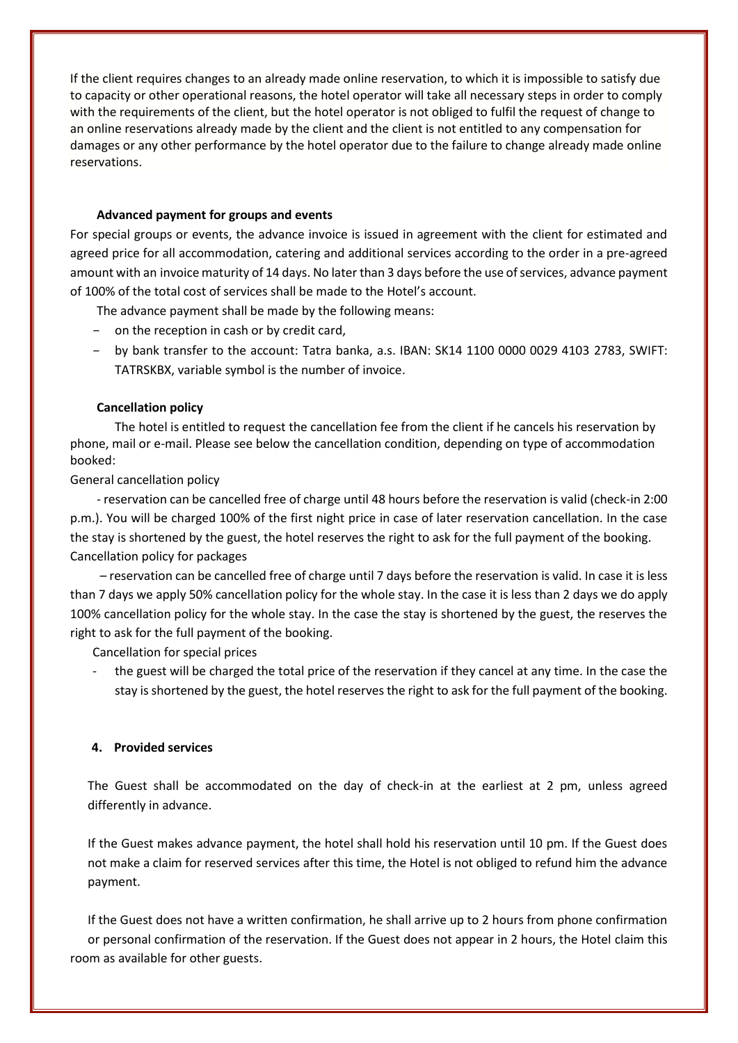If the client requires changes to an already made online reservation, to which it is impossible to satisfy due to capacity or other operational reasons, the hotel operator will take all necessary steps in order to comply with the requirements of the client, but the hotel operator is not obliged to fulfil the request of change to an online reservations already made by the client and the client is not entitled to any compensation for damages or any other performance by the hotel operator due to the failure to change already made online reservations.

**Advanced payment for groups and events**

For special groups or events, the advance invoice is issued in agreement with the client for estimated and agreed price for all accommodation, catering and additional services according to the order in a pre-agreed amount with an invoice maturity of 14 days. No later than 3 days before the use of services, advance payment of 100% of the total cost of services shall be made to the Hotel's account.

The advance payment shall be made by the following means:

- on the reception in cash or by credit card,
- by bank transfer to the account: Tatra banka, a.s. IBAN: SK14 1100 0000 0029 4103 2783, SWIFT: TATRSKBX, variable symbol is the number of invoice.

**Cancellation policy**

The hotel is entitled to request the cancellation fee from the client if he cancels his reservation by phone, mail or e-mail. Please see below the cancellation condition, depending on type of accommodation booked:

General cancellation policy

- reservation can be cancelled free of charge until 48 hours before the reservation is valid (check-in 2:00 p.m.). You will be charged 100% of the first night price in case of later reservation cancellation. In the case the stay is shortened by the guest, the hotel reserves the right to ask for the full payment of the booking.

Cancellation policy for packages

– reservation can be cancelled free of charge until 7 days before the reservation is valid. In case it is less than 7 days we apply 50% cancellation policy for the whole stay. In the case it is less than 2 days we do apply 100% cancellation policy for the whole stay. In the case the stay is shortened by the guest, the reserves the right to ask for the full payment of the booking.

Cancellation for special prices

- the guest will be charged the total price of the reservation if they cancel at any time. In the case the stay is shortened by the guest, the hotel reserves the right to ask for the full payment of the booking.

**4. Provided services**

The Guest shall be accommodated on the day of check-in at the earliest at 2 pm, unless agreed differently in advance.

If the Guest makes advance payment, the hotel shall hold his reservation until 10 pm. If the Guest does not make a claim for reserved services after this time, the Hotel is not obliged to refund him the advance payment.

If the Guest does not have a written confirmation, he shall arrive up to 2 hours from phone confirmation or personal confirmation of the reservation. If the Guest does not appear in 2 hours, the Hotel claim this room as available for other guests.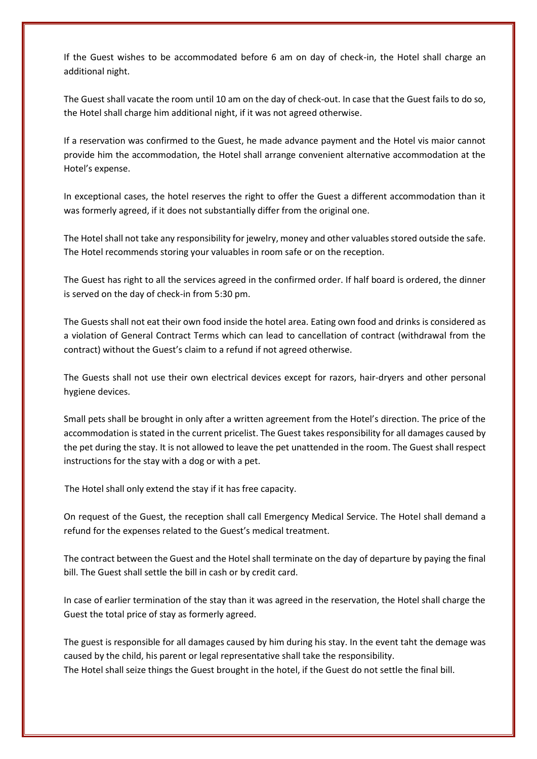If the Guest wishes to be accommodated before 6 am on day of check-in, the Hotel shall charge an additional night.

The Guest shall vacate the room until 10 am on the day of check-out. In case that the Guest fails to do so, the Hotel shall charge him additional night, if it was not agreed otherwise.

If a reservation was confirmed to the Guest, he made advance payment and the Hotel vis maior cannot provide him the accommodation, the Hotel shall arrange convenient alternative accommodation at the Hotel's expense.

In exceptional cases, the hotel reserves the right to offer the Guest a different accommodation than it was formerly agreed, if it does not substantially differ from the original one.

The Hotel shall not take any responsibility for jewelry, money and other valuables stored outside the safe. The Hotel recommends storing your valuables in room safe or on the reception.

The Guest has right to all the services agreed in the confirmed order. If half board is ordered, the dinner is served on the day of check-in from 5:30 pm.

The Guests shall not eat their own food inside the hotel area. Eating own food and drinks is considered as a violation of General Contract Terms which can lead to cancellation of contract (withdrawal from the contract) without the Guest's claim to a refund if not agreed otherwise.

The Guests shall not use their own electrical devices except for razors, hair-dryers and other personal hygiene devices.

Small pets shall be brought in only after a written agreement from the Hotel's direction. The price of the accommodation is stated in the current pricelist. The Guest takes responsibility for all damages caused by the pet during the stay. It is not allowed to leave the pet unattended in the room. The Guest shall respect instructions for the stay with a dog or with a pet.

The Hotel shall only extend the stay if it has free capacity.

On request of the Guest, the reception shall call Emergency Medical Service. The Hotel shall demand a refund for the expenses related to the Guest's medical treatment.

The contract between the Guest and the Hotel shall terminate on the day of departure by paying the final bill. The Guest shall settle the bill in cash or by credit card.

In case of earlier termination of the stay than it was agreed in the reservation, the Hotel shall charge the Guest the total price of stay as formerly agreed.

The guest is responsible for all damages caused by him during his stay. In the event taht the demage was caused by the child, his parent or legal representative shall take the responsibility.
The Hotel shall seize things the Guest brought in the hotel, if the Guest do not settle the final bill.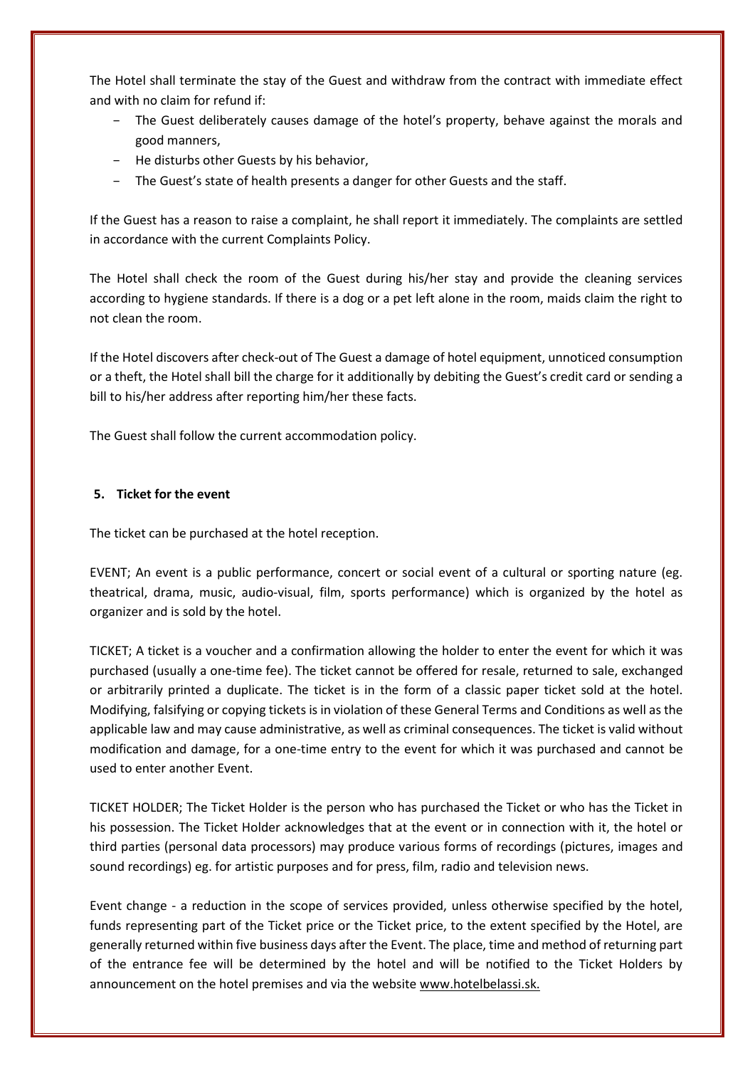The Hotel shall terminate the stay of the Guest and withdraw from the contract with immediate effect and with no claim for refund if:

- The Guest deliberately causes damage of the hotel's property, behave against the morals and good manners,
- He disturbs other Guests by his behavior,
- The Guest's state of health presents a danger for other Guests and the staff.

If the Guest has a reason to raise a complaint, he shall report it immediately. The complaints are settled in accordance with the current Complaints Policy.

The Hotel shall check the room of the Guest during his/her stay and provide the cleaning services according to hygiene standards. If there is a dog or a pet left alone in the room, maids claim the right to not clean the room.

If the Hotel discovers after check-out of The Guest a damage of hotel equipment, unnoticed consumption or a theft, the Hotel shall bill the charge for it additionally by debiting the Guest's credit card or sending a bill to his/her address after reporting him/her these facts.

The Guest shall follow the current accommodation policy.

## 5. Ticket for the event

The ticket can be purchased at the hotel reception.

EVENT; An event is a public performance, concert or social event of a cultural or sporting nature (eg. theatrical, drama, music, audio-visual, film, sports performance) which is organized by the hotel as organizer and is sold by the hotel.

TICKET; A ticket is a voucher and a confirmation allowing the holder to enter the event for which it was purchased (usually a one-time fee). The ticket cannot be offered for resale, returned to sale, exchanged or arbitrarily printed a duplicate. The ticket is in the form of a classic paper ticket sold at the hotel. Modifying, falsifying or copying tickets is in violation of these General Terms and Conditions as well as the applicable law and may cause administrative, as well as criminal consequences. The ticket is valid without modification and damage, for a one-time entry to the event for which it was purchased and cannot be used to enter another Event.

TICKET HOLDER; The Ticket Holder is the person who has purchased the Ticket or who has the Ticket in his possession. The Ticket Holder acknowledges that at the event or in connection with it, the hotel or third parties (personal data processors) may produce various forms of recordings (pictures, images and sound recordings) eg. for artistic purposes and for press, film, radio and television news.

Event change - a reduction in the scope of services provided, unless otherwise specified by the hotel, funds representing part of the Ticket price or the Ticket price, to the extent specified by the Hotel, are generally returned within five business days after the Event. The place, time and method of returning part of the entrance fee will be determined by the hotel and will be notified to the Ticket Holders by announcement on the hotel premises and via the website www.hotelbelassi.sk.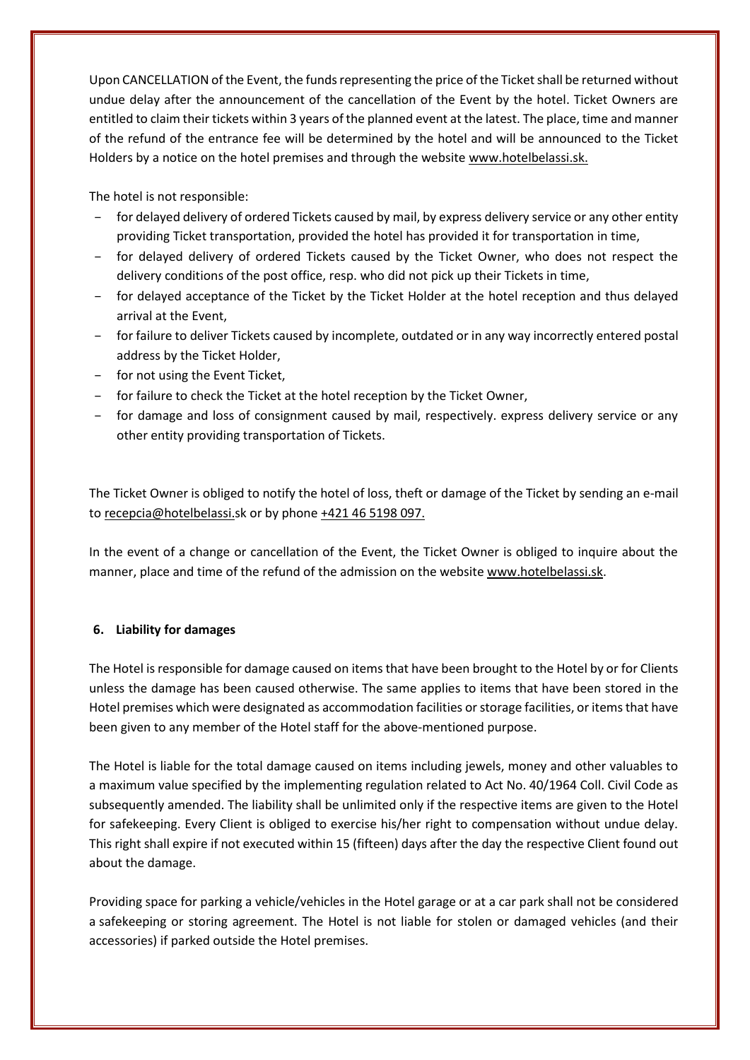Upon CANCELLATION of the Event, the funds representing the price of the Ticket shall be returned without undue delay after the announcement of the cancellation of the Event by the hotel. Ticket Owners are entitled to claim their tickets within 3 years of the planned event at the latest. The place, time and manner of the refund of the entrance fee will be determined by the hotel and will be announced to the Ticket Holders by a notice on the hotel premises and through the website www.hotelbelassi.sk.

The hotel is not responsible:

- for delayed delivery of ordered Tickets caused by mail, by express delivery service or any other entity providing Ticket transportation, provided the hotel has provided it for transportation in time,
- for delayed delivery of ordered Tickets caused by the Ticket Owner, who does not respect the delivery conditions of the post office, resp. who did not pick up their Tickets in time,
- for delayed acceptance of the Ticket by the Ticket Holder at the hotel reception and thus delayed arrival at the Event,
- for failure to deliver Tickets caused by incomplete, outdated or in any way incorrectly entered postal address by the Ticket Holder,
- for not using the Event Ticket,
- for failure to check the Ticket at the hotel reception by the Ticket Owner,
- for damage and loss of consignment caused by mail, respectively. express delivery service or any other entity providing transportation of Tickets.

The Ticket Owner is obliged to notify the hotel of loss, theft or damage of the Ticket by sending an e-mail to recepcia@hotelbelassi.sk or by phone +421 46 5198 097.

In the event of a change or cancellation of the Event, the Ticket Owner is obliged to inquire about the manner, place and time of the refund of the admission on the website www.hotelbelassi.sk.

## 6. Liability for damages

The Hotel is responsible for damage caused on items that have been brought to the Hotel by or for Clients unless the damage has been caused otherwise. The same applies to items that have been stored in the Hotel premises which were designated as accommodation facilities or storage facilities, or items that have been given to any member of the Hotel staff for the above-mentioned purpose.

The Hotel is liable for the total damage caused on items including jewels, money and other valuables to a maximum value specified by the implementing regulation related to Act No. 40/1964 Coll. Civil Code as subsequently amended. The liability shall be unlimited only if the respective items are given to the Hotel for safekeeping. Every Client is obliged to exercise his/her right to compensation without undue delay. This right shall expire if not executed within 15 (fifteen) days after the day the respective Client found out about the damage.

Providing space for parking a vehicle/vehicles in the Hotel garage or at a car park shall not be considered a safekeeping or storing agreement. The Hotel is not liable for stolen or damaged vehicles (and their accessories) if parked outside the Hotel premises.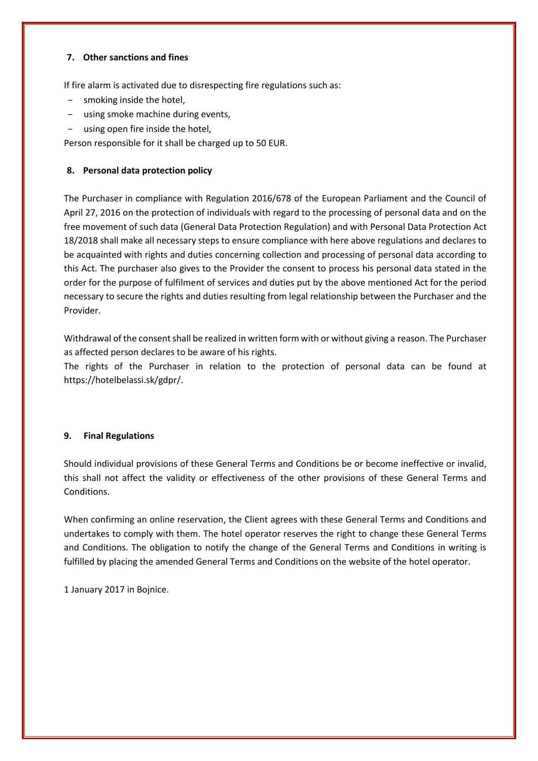## 7. Other sanctions and fines

If fire alarm is activated due to disrespecting fire regulations such as:

- smoking inside the hotel,
- using smoke machine during events,
- using open fire inside the hotel,

Person responsible for it shall be charged up to 50 EUR.

## 8. Personal data protection policy

The Purchaser in compliance with Regulation 2016/678 of the European Parliament and the Council of April 27, 2016 on the protection of individuals with regard to the processing of personal data and on the free movement of such data (General Data Protection Regulation) and with Personal Data Protection Act 18/2018 shall make all necessary steps to ensure compliance with here above regulations and declares to be acquainted with rights and duties concerning collection and processing of personal data according to this Act. The purchaser also gives to the Provider the consent to process his personal data stated in the order for the purpose of fulfilment of services and duties put by the above mentioned Act for the period necessary to secure the rights and duties resulting from legal relationship between the Purchaser and the Provider.

Withdrawal of the consent shall be realized in written form with or without giving a reason. The Purchaser as affected person declares to be aware of his rights.
The rights of the Purchaser in relation to the protection of personal data can be found at https://hotelbelassi.sk/gdpr/.

## 9. Final Regulations

Should individual provisions of these General Terms and Conditions be or become ineffective or invalid, this shall not affect the validity or effectiveness of the other provisions of these General Terms and Conditions.

When confirming an online reservation, the Client agrees with these General Terms and Conditions and undertakes to comply with them. The hotel operator reserves the right to change these General Terms and Conditions. The obligation to notify the change of the General Terms and Conditions in writing is fulfilled by placing the amended General Terms and Conditions on the website of the hotel operator.

1 January 2017 in Bojnice.